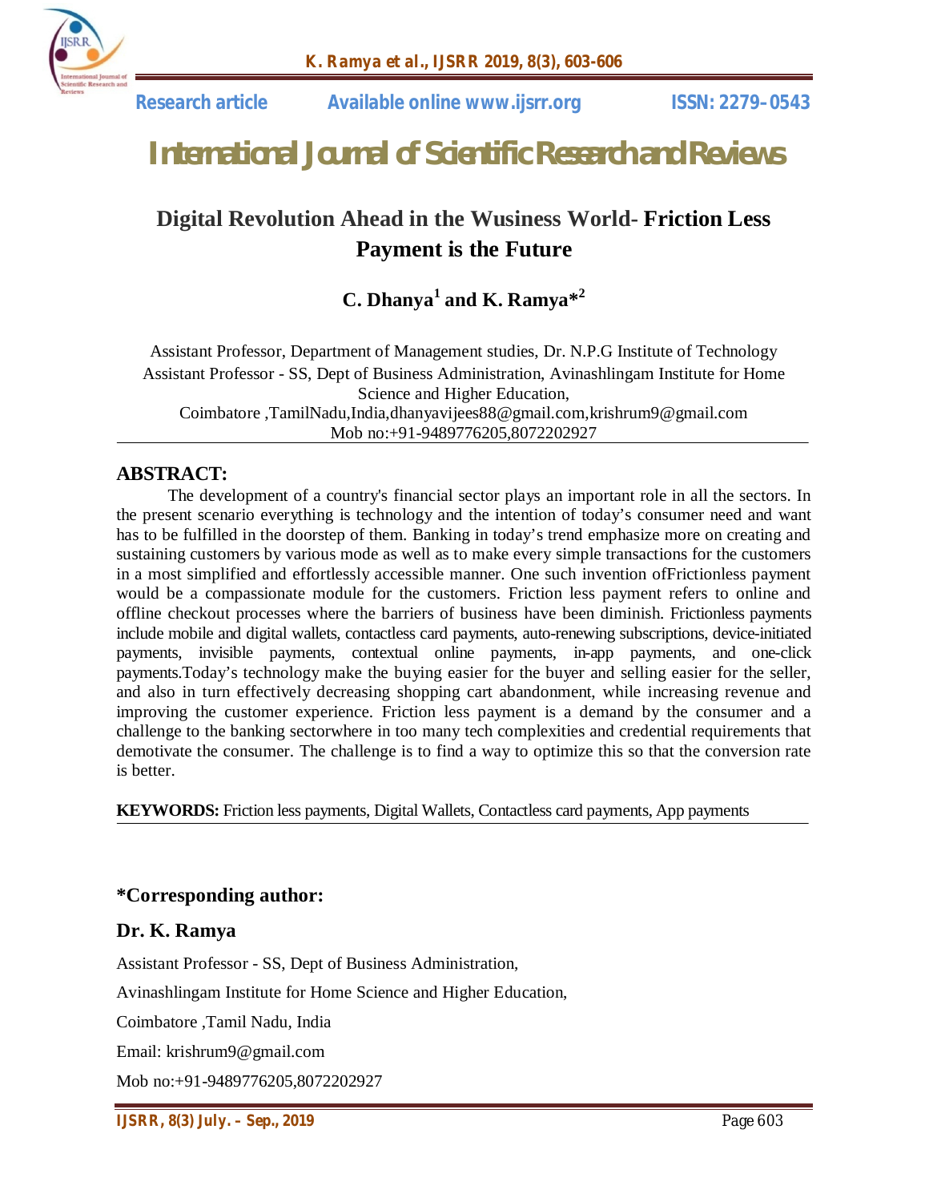Research article Available online www.ijsrr.org ISSN: 2279–0543

# International Journal of Scientific Research and Reviews

## Digital Revolution Ahead in the Wusiness World- **Friction Less Payment is the Future**

### C. Dhanya[1] and K. Ramya*[2]

Assistant Professor, Department of Management studies, Dr. N.P.G Institute of Technology
Assistant Professor - SS, Dept of Business Administration, Avinashlingam Institute for Home Science and Higher Education,
Coimbatore ,TamilNadu,India,dhanyavijees88@gmail.com,krishrum9@gmail.com
Mob no:+91-9489776205,8072202927

## ABSTRACT:

The development of a country's financial sector plays an important role in all the sectors. In the present scenario everything is technology and the intention of today's consumer need and want has to be fulfilled in the doorstep of them. Banking in today's trend emphasize more on creating and sustaining customers by various mode as well as to make every simple transactions for the customers in a most simplified and effortlessly accessible manner. One such invention ofFrictionless payment would be a compassionate module for the customers. Friction less payment refers to online and offline checkout processes where the barriers of business have been diminish. Frictionless payments include mobile and digital wallets, contactless card payments, auto-renewing subscriptions, device-initiated payments, invisible payments, contextual online payments, in-app payments, and one-click payments.Today's technology make the buying easier for the buyer and selling easier for the seller, and also in turn effectively decreasing shopping cart abandonment, while increasing revenue and improving the customer experience. Friction less payment is a demand by the consumer and a challenge to the banking sectorwhere in too many tech complexities and credential requirements that demotivate the consumer. The challenge is to find a way to optimize this so that the conversion rate is better.

**KEYWORDS:** Friction less payments, Digital Wallets, Contactless card payments, App payments

### *Corresponding author:

### Dr. K. Ramya

Assistant Professor - SS, Dept of Business Administration,

Avinashlingam Institute for Home Science and Higher Education,

Coimbatore ,Tamil Nadu, India

Email: krishrum9@gmail.com

Mob no:+91-9489776205,8072202927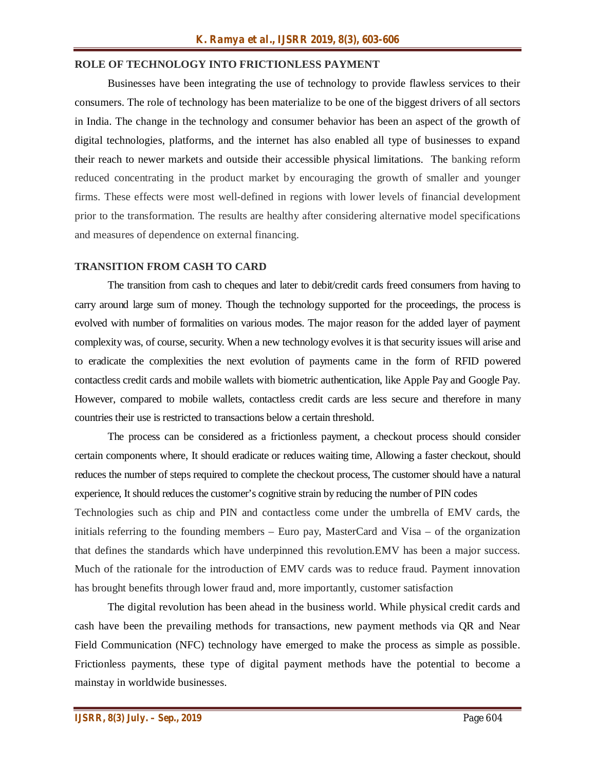## ROLE OF TECHNOLOGY INTO FRICTIONLESS PAYMENT

Businesses have been integrating the use of technology to provide flawless services to their consumers. The role of technology has been materialize to be one of the biggest drivers of all sectors in India. The change in the technology and consumer behavior has been an aspect of the growth of digital technologies, platforms, and the internet has also enabled all type of businesses to expand their reach to newer markets and outside their accessible physical limitations. The banking reform reduced concentrating in the product market by encouraging the growth of smaller and younger firms. These effects were most well-defined in regions with lower levels of financial development prior to the transformation. The results are healthy after considering alternative model specifications and measures of dependence on external financing.

## TRANSITION FROM CASH TO CARD

The transition from cash to cheques and later to debit/credit cards freed consumers from having to carry around large sum of money. Though the technology supported for the proceedings, the process is evolved with number of formalities on various modes. The major reason for the added layer of payment complexity was, of course, security. When a new technology evolves it is that security issues will arise and to eradicate the complexities the next evolution of payments came in the form of RFID powered contactless credit cards and mobile wallets with biometric authentication, like Apple Pay and Google Pay. However, compared to mobile wallets, contactless credit cards are less secure and therefore in many countries their use is restricted to transactions below a certain threshold.

The process can be considered as a frictionless payment, a checkout process should consider certain components where, It should eradicate or reduces waiting time, Allowing a faster checkout, should reduces the number of steps required to complete the checkout process, The customer should have a natural experience, It should reduces the customer's cognitive strain by reducing the number of PIN codes

Technologies such as chip and PIN and contactless come under the umbrella of EMV cards, the initials referring to the founding members – Euro pay, MasterCard and Visa – of the organization that defines the standards which have underpinned this revolution.EMV has been a major success. Much of the rationale for the introduction of EMV cards was to reduce fraud. Payment innovation has brought benefits through lower fraud and, more importantly, customer satisfaction

The digital revolution has been ahead in the business world. While physical credit cards and cash have been the prevailing methods for transactions, new payment methods via QR and Near Field Communication (NFC) technology have emerged to make the process as simple as possible. Frictionless payments, these type of digital payment methods have the potential to become a mainstay in worldwide businesses.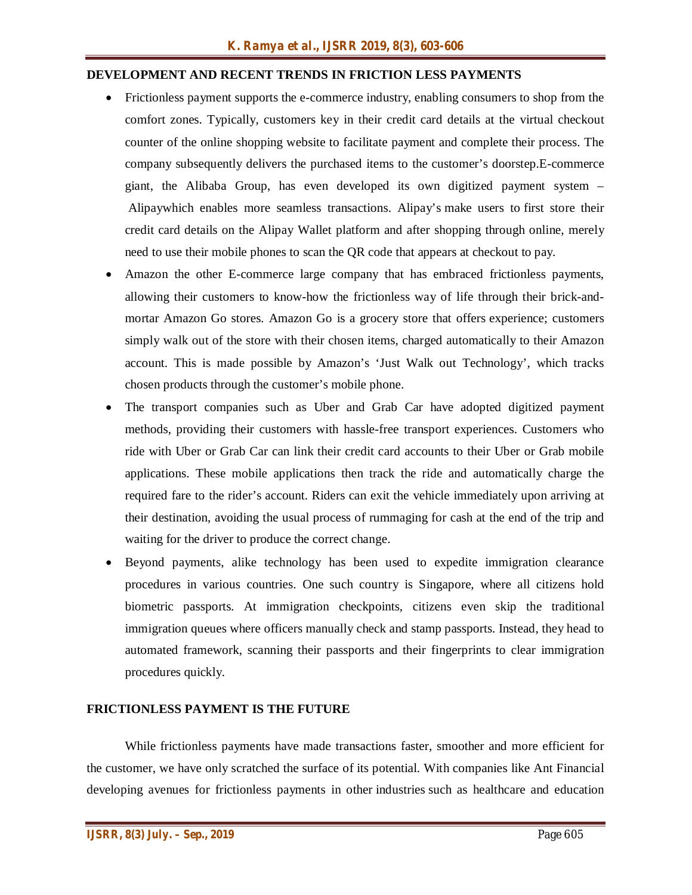## DEVELOPMENT AND RECENT TRENDS IN FRICTION LESS PAYMENTS

- Frictionless payment supports the e-commerce industry, enabling consumers to shop from the comfort zones. Typically, customers key in their credit card details at the virtual checkout counter of the online shopping website to facilitate payment and complete their process. The company subsequently delivers the purchased items to the customer's doorstep.E-commerce giant, the Alibaba Group, has even developed its own digitized payment system – Alipaywhich enables more seamless transactions. Alipay's make users to first store their credit card details on the Alipay Wallet platform and after shopping through online, merely need to use their mobile phones to scan the QR code that appears at checkout to pay.
- Amazon the other E-commerce large company that has embraced frictionless payments, allowing their customers to know-how the frictionless way of life through their brick-and-mortar Amazon Go stores. Amazon Go is a grocery store that offers experience; customers simply walk out of the store with their chosen items, charged automatically to their Amazon account. This is made possible by Amazon's 'Just Walk out Technology', which tracks chosen products through the customer's mobile phone.
- The transport companies such as Uber and Grab Car have adopted digitized payment methods, providing their customers with hassle-free transport experiences. Customers who ride with Uber or Grab Car can link their credit card accounts to their Uber or Grab mobile applications. These mobile applications then track the ride and automatically charge the required fare to the rider's account. Riders can exit the vehicle immediately upon arriving at their destination, avoiding the usual process of rummaging for cash at the end of the trip and waiting for the driver to produce the correct change.
- Beyond payments, alike technology has been used to expedite immigration clearance procedures in various countries. One such country is Singapore, where all citizens hold biometric passports. At immigration checkpoints, citizens even skip the traditional immigration queues where officers manually check and stamp passports. Instead, they head to automated framework, scanning their passports and their fingerprints to clear immigration procedures quickly.

## FRICTIONLESS PAYMENT IS THE FUTURE

While frictionless payments have made transactions faster, smoother and more efficient for the customer, we have only scratched the surface of its potential. With companies like Ant Financial developing avenues for frictionless payments in other industries such as healthcare and education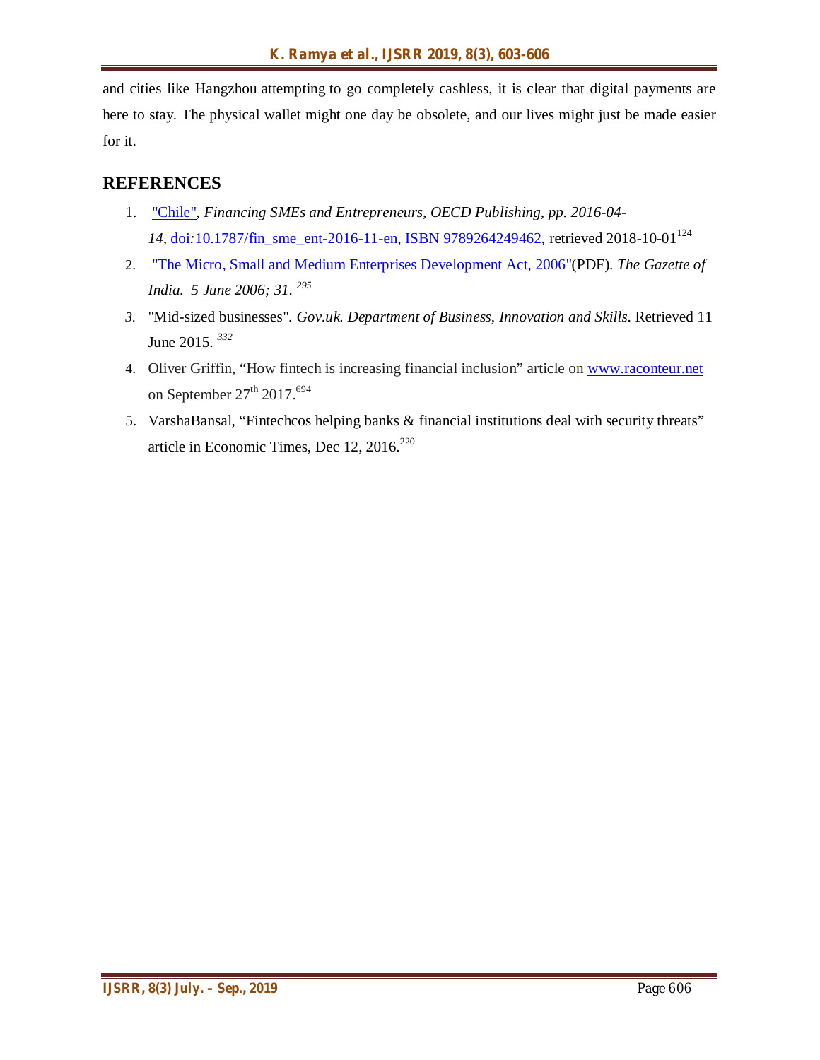and cities like Hangzhou attempting to go completely cashless, it is clear that digital payments are here to stay. The physical wallet might one day be obsolete, and our lives might just be made easier for it.

## REFERENCES

1. "Chile", *Financing SMEs and Entrepreneurs, OECD Publishing, pp. 2016-04-14*, doi:10.1787/fin_sme_ent-2016-11-en, ISBN 9789264249462, retrieved 2018-10-01[124]
2. "The Micro, Small and Medium Enterprises Development Act, 2006"(PDF). *The Gazette of India. 5 June 2006; 31.* [295]
3. "Mid-sized businesses". *Gov.uk. Department of Business, Innovation and Skills.* Retrieved 11 June 2015. [332]
4. Oliver Griffin, "How fintech is increasing financial inclusion" article on www.raconteur.net on September 27th 2017.[694]
5. VarshaBansal, "Fintechcos helping banks & financial institutions deal with security threats" article in Economic Times, Dec 12, 2016.[220]